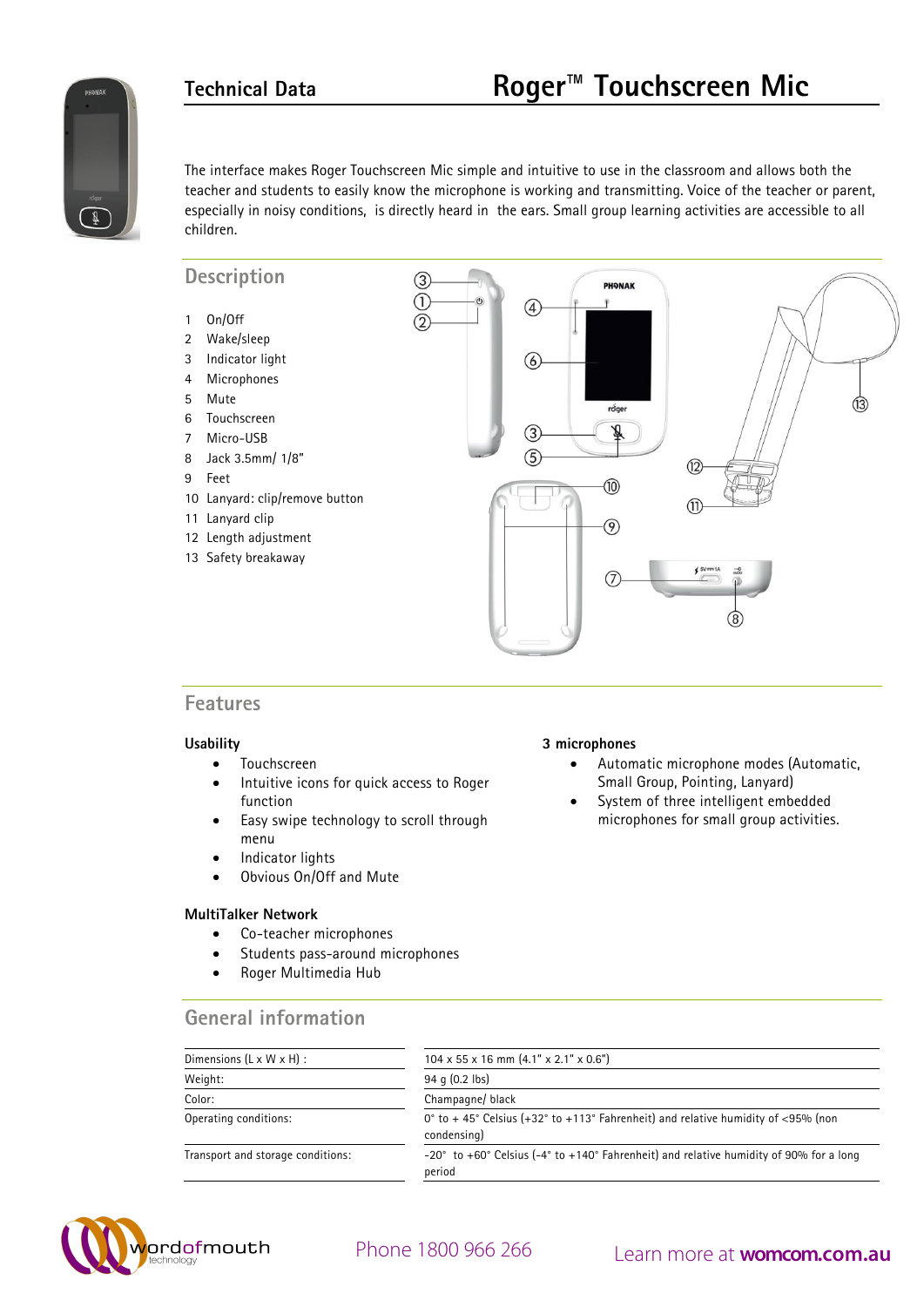# Technical Data — Roger™ Touchscreen Mic

The interface makes Roger Touchscreen Mic simple and intuitive to use in the classroom and allows both the teacher and students to easily know the microphone is working and transmitting. Voice of the teacher or parent, especially in noisy conditions, is directly heard in the ears. Small group learning activities are accessible to all children.

## Description

1. On/Off
2. Wake/sleep
3. Indicator light
4. Microphones
5. Mute
6. Touchscreen
7. Micro-USB
8. Jack 3.5mm/ 1/8"
9. Feet
10. Lanyard: clip/remove button
11. Lanyard clip
12. Length adjustment
13. Safety breakaway

## Features

### Usability

- Touchscreen
- Intuitive icons for quick access to Roger function
- Easy swipe technology to scroll through menu
- Indicator lights
- Obvious On/Off and Mute

### MultiTalker Network

- Co-teacher microphones
- Students pass-around microphones
- Roger Multimedia Hub

### 3 microphones

- Automatic microphone modes (Automatic, Small Group, Pointing, Lanyard)
- System of three intelligent embedded microphones for small group activities.

## General information

| | |
|---|---|
| Dimensions (L x W x H) : | 104 x 55 x 16 mm (4.1" x 2.1" x 0.6") |
| Weight: | 94 g (0.2 lbs) |
| Color: | Champagne/ black |
| Operating conditions: | 0° to + 45° Celsius (+32° to +113° Fahrenheit) and relative humidity of <95% (non condensing) |
| Transport and storage conditions: | -20° to +60° Celsius (-4° to +140° Fahrenheit) and relative humidity of 90% for a long period |

wordofmouth technology

Phone 1800 966 266

Learn more at **womcom.com.au**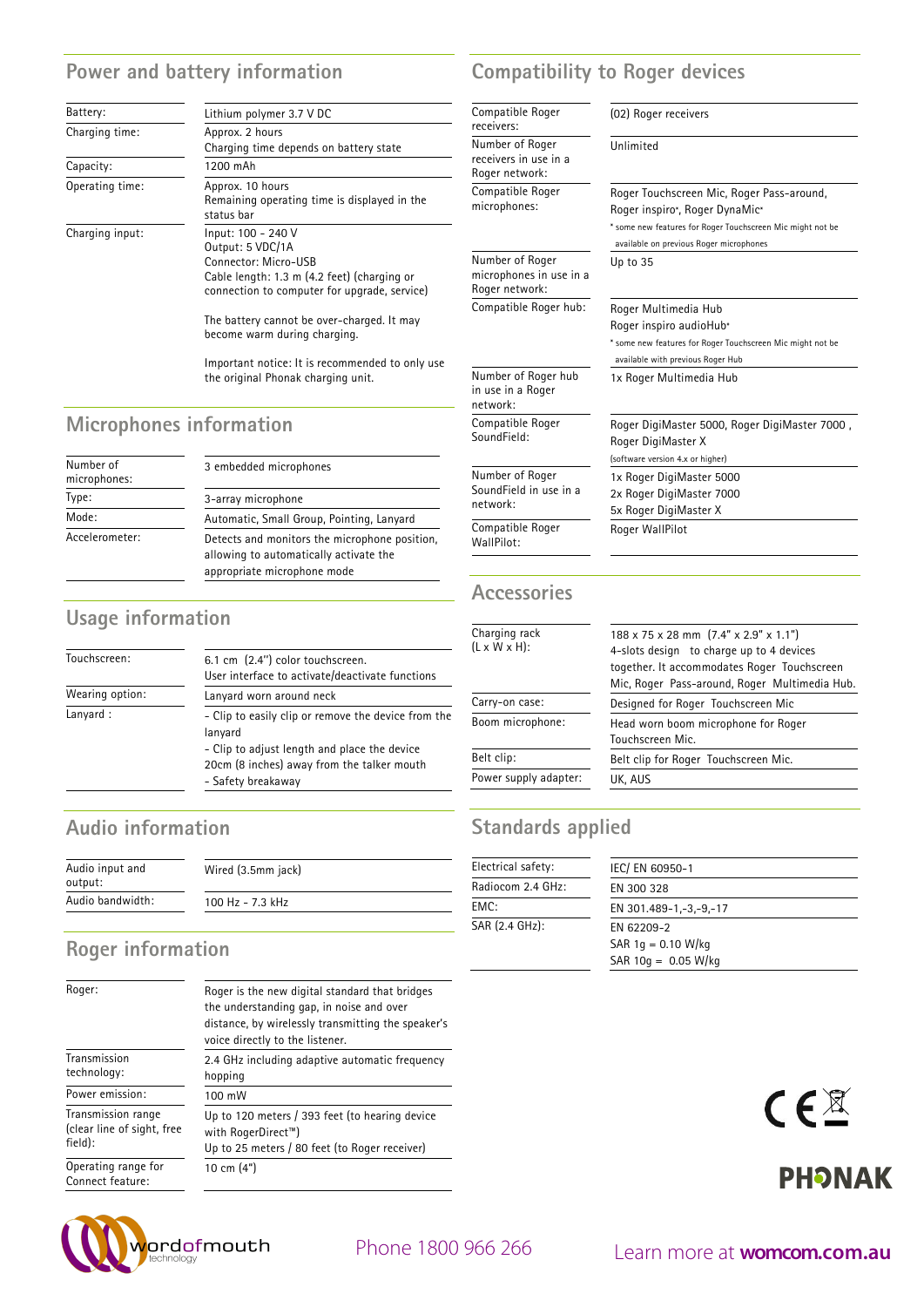## Power and battery information

| | |
|---|---|
| Battery: | Lithium polymer 3.7 V DC |
| Charging time: | Approx. 2 hours<br>Charging time depends on battery state |
| Capacity: | 1200 mAh |
| Operating time: | Approx. 10 hours<br>Remaining operating time is displayed in the status bar |
| Charging input: | Input: 100 - 240 V<br>Output: 5 VDC/1A<br>Connector: Micro-USB<br>Cable length: 1.3 m (4.2 feet) (charging or connection to computer for upgrade, service)<br><br>The battery cannot be over-charged. It may become warm during charging.<br><br>Important notice: It is recommended to only use the original Phonak charging unit. |

## Microphones information

| | |
|---|---|
| Number of microphones: | 3 embedded microphones |
| Type: | 3-array microphone |
| Mode: | Automatic, Small Group, Pointing, Lanyard |
| Accelerometer: | Detects and monitors the microphone position, allowing to automatically activate the appropriate microphone mode |

## Usage information

| | |
|---|---|
| Touchscreen: | 6.1 cm (2.4'') color touchscreen.<br>User interface to activate/deactivate functions |
| Wearing option: | Lanyard worn around neck |
| Lanyard : | - Clip to easily clip or remove the device from the lanyard<br>- Clip to adjust length and place the device 20cm (8 inches) away from the talker mouth<br>- Safety breakaway |

## Audio information

| | |
|---|---|
| Audio input and output: | Wired (3.5mm jack) |
| Audio bandwidth: | 100 Hz - 7.3 kHz |

## Roger information

| | |
|---|---|
| Roger: | Roger is the new digital standard that bridges the understanding gap, in noise and over distance, by wirelessly transmitting the speaker's voice directly to the listener. |
| Transmission technology: | 2.4 GHz including adaptive automatic frequency hopping |
| Power emission: | 100 mW |
| Transmission range (clear line of sight, free field): | Up to 120 meters / 393 feet (to hearing device with RogerDirect™)<br>Up to 25 meters / 80 feet (to Roger receiver) |
| Operating range for Connect feature: | 10 cm (4") |

## Compatibility to Roger devices

| | |
|---|---|
| Compatible Roger receivers: | (02) Roger receivers |
| Number of Roger receivers in use in a Roger network: | Unlimited |
| Compatible Roger microphones: | Roger Touchscreen Mic, Roger Pass-around, Roger inspiro*, Roger DynaMic*<br>* some new features for Roger Touchscreen Mic might not be available on previous Roger microphones |
| Number of Roger microphones in use in a Roger network: | Up to 35 |
| Compatible Roger hub: | Roger Multimedia Hub<br>Roger inspiro audioHub*<br>* some new features for Roger Touchscreen Mic might not be available with previous Roger Hub |
| Number of Roger hub in use in a Roger network: | 1x Roger Multimedia Hub |
| Compatible Roger SoundField: | Roger DigiMaster 5000, Roger DigiMaster 7000 , Roger DigiMaster X<br>(software version 4.x or higher) |
| Number of Roger SoundField in use in a network: | 1x Roger DigiMaster 5000<br>2x Roger DigiMaster 7000<br>5x Roger DigiMaster X |
| Compatible Roger WallPilot: | Roger WallPilot |

## Accessories

| | |
|---|---|
| Charging rack (L x W x H): | 188 x 75 x 28 mm (7.4" x 2.9" x 1.1")<br>4-slots design to charge up to 4 devices together. It accommodates Roger Touchscreen Mic, Roger Pass-around, Roger Multimedia Hub. |
| Carry-on case: | Designed for Roger Touchscreen Mic |
| Boom microphone: | Head worn boom microphone for Roger Touchscreen Mic. |
| Belt clip: | Belt clip for Roger Touchscreen Mic. |
| Power supply adapter: | UK, AUS |

## Standards applied

| | |
|---|---|
| Electrical safety: | IEC/ EN 60950-1 |
| Radiocom 2.4 GHz: | EN 300 328 |
| EMC: | EN 301.489-1,-3,-9,-17 |
| SAR (2.4 GHz): | EN 62209-2<br>SAR 1g = 0.10 W/kg<br>SAR 10g = 0.05 W/kg |

CE

PHONAK

wordofmouth technology

Phone 1800 966 266

Learn more at **womcom.com.au**